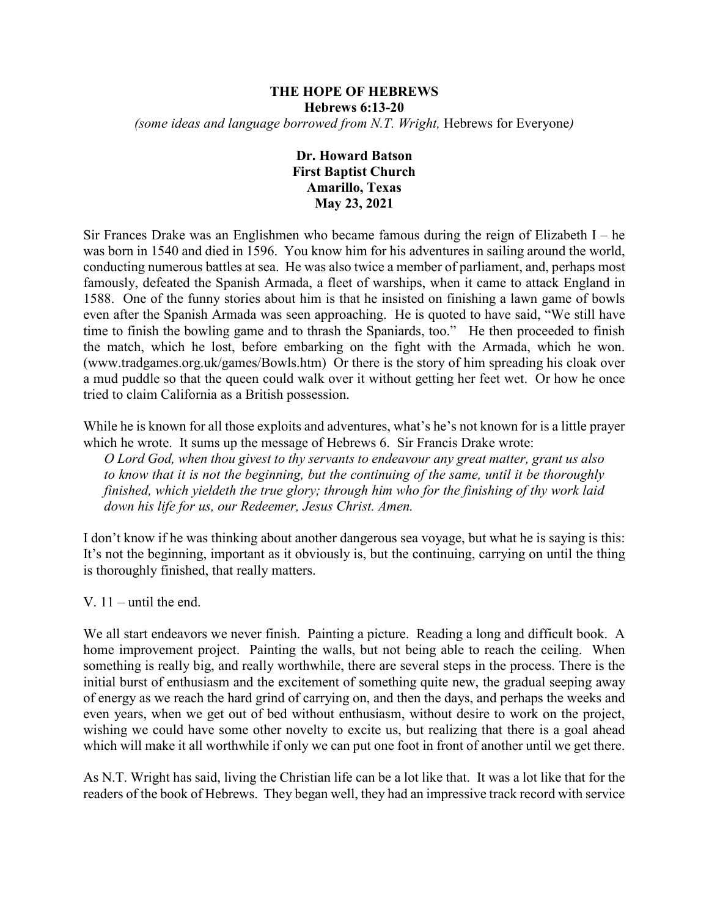# THE HOPE OF HEBREWS

**Hebrews 6:13-20**

*(some ideas and language borrowed from N.T. Wright,* Hebrews for Everyone*)*

**Dr. Howard Batson**
**First Baptist Church**
**Amarillo, Texas**
**May 23, 2021**

Sir Frances Drake was an Englishmen who became famous during the reign of Elizabeth I – he was born in 1540 and died in 1596. You know him for his adventures in sailing around the world, conducting numerous battles at sea. He was also twice a member of parliament, and, perhaps most famously, defeated the Spanish Armada, a fleet of warships, when it came to attack England in 1588. One of the funny stories about him is that he insisted on finishing a lawn game of bowls even after the Spanish Armada was seen approaching. He is quoted to have said, "We still have time to finish the bowling game and to thrash the Spaniards, too." He then proceeded to finish the match, which he lost, before embarking on the fight with the Armada, which he won. (www.tradgames.org.uk/games/Bowls.htm) Or there is the story of him spreading his cloak over a mud puddle so that the queen could walk over it without getting her feet wet. Or how he once tried to claim California as a British possession.

While he is known for all those exploits and adventures, what's he's not known for is a little prayer which he wrote. It sums up the message of Hebrews 6. Sir Francis Drake wrote:

> *O Lord God, when thou givest to thy servants to endeavour any great matter, grant us also to know that it is not the beginning, but the continuing of the same, until it be thoroughly finished, which yieldeth the true glory; through him who for the finishing of thy work laid down his life for us, our Redeemer, Jesus Christ. Amen.*

I don't know if he was thinking about another dangerous sea voyage, but what he is saying is this: It's not the beginning, important as it obviously is, but the continuing, carrying on until the thing is thoroughly finished, that really matters.

V. 11 – until the end.

We all start endeavors we never finish. Painting a picture. Reading a long and difficult book. A home improvement project. Painting the walls, but not being able to reach the ceiling. When something is really big, and really worthwhile, there are several steps in the process. There is the initial burst of enthusiasm and the excitement of something quite new, the gradual seeping away of energy as we reach the hard grind of carrying on, and then the days, and perhaps the weeks and even years, when we get out of bed without enthusiasm, without desire to work on the project, wishing we could have some other novelty to excite us, but realizing that there is a goal ahead which will make it all worthwhile if only we can put one foot in front of another until we get there.

As N.T. Wright has said, living the Christian life can be a lot like that. It was a lot like that for the readers of the book of Hebrews. They began well, they had an impressive track record with service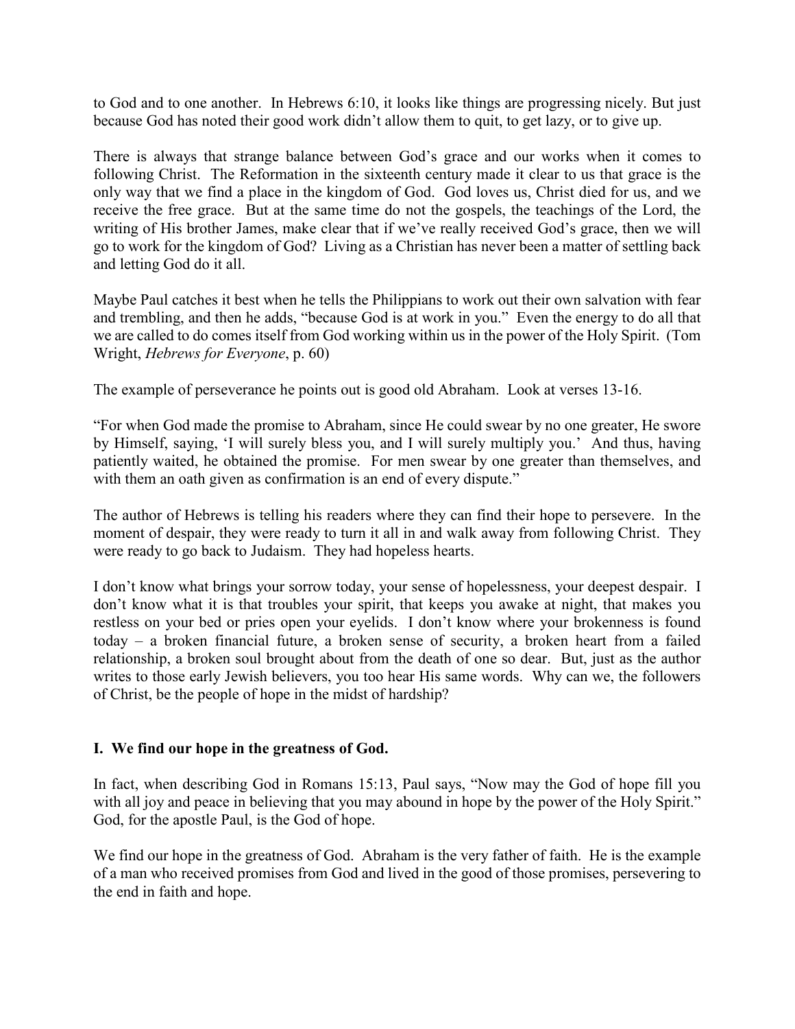to God and to one another. In Hebrews 6:10, it looks like things are progressing nicely. But just because God has noted their good work didn't allow them to quit, to get lazy, or to give up.

There is always that strange balance between God's grace and our works when it comes to following Christ. The Reformation in the sixteenth century made it clear to us that grace is the only way that we find a place in the kingdom of God. God loves us, Christ died for us, and we receive the free grace. But at the same time do not the gospels, the teachings of the Lord, the writing of His brother James, make clear that if we've really received God's grace, then we will go to work for the kingdom of God? Living as a Christian has never been a matter of settling back and letting God do it all.

Maybe Paul catches it best when he tells the Philippians to work out their own salvation with fear and trembling, and then he adds, "because God is at work in you." Even the energy to do all that we are called to do comes itself from God working within us in the power of the Holy Spirit. (Tom Wright, *Hebrews for Everyone*, p. 60)

The example of perseverance he points out is good old Abraham. Look at verses 13-16.

"For when God made the promise to Abraham, since He could swear by no one greater, He swore by Himself, saying, 'I will surely bless you, and I will surely multiply you.' And thus, having patiently waited, he obtained the promise. For men swear by one greater than themselves, and with them an oath given as confirmation is an end of every dispute."

The author of Hebrews is telling his readers where they can find their hope to persevere. In the moment of despair, they were ready to turn it all in and walk away from following Christ. They were ready to go back to Judaism. They had hopeless hearts.

I don't know what brings your sorrow today, your sense of hopelessness, your deepest despair. I don't know what it is that troubles your spirit, that keeps you awake at night, that makes you restless on your bed or pries open your eyelids. I don't know where your brokenness is found today – a broken financial future, a broken sense of security, a broken heart from a failed relationship, a broken soul brought about from the death of one so dear. But, just as the author writes to those early Jewish believers, you too hear His same words. Why can we, the followers of Christ, be the people of hope in the midst of hardship?

## I. We find our hope in the greatness of God.

In fact, when describing God in Romans 15:13, Paul says, "Now may the God of hope fill you with all joy and peace in believing that you may abound in hope by the power of the Holy Spirit." God, for the apostle Paul, is the God of hope.

We find our hope in the greatness of God. Abraham is the very father of faith. He is the example of a man who received promises from God and lived in the good of those promises, persevering to the end in faith and hope.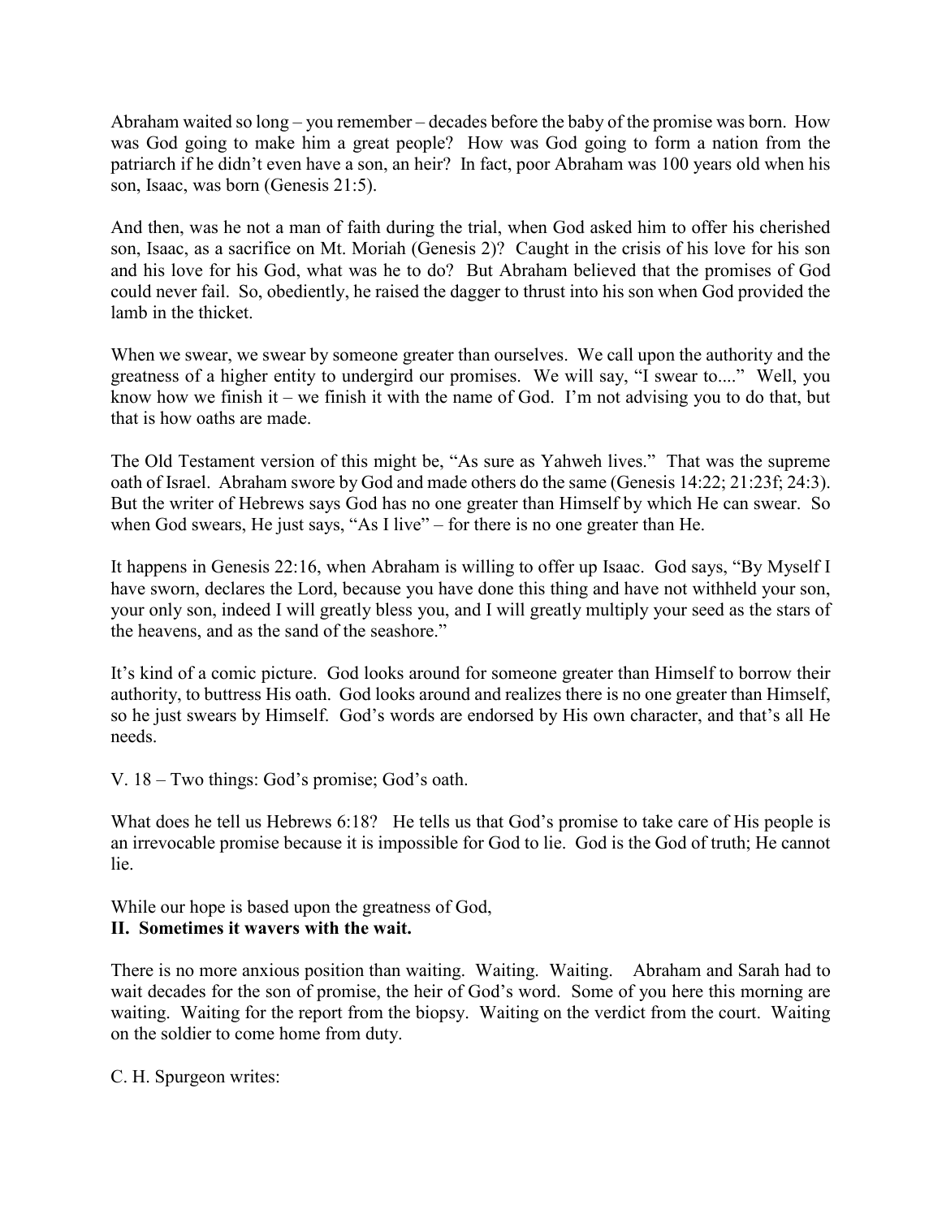Abraham waited so long – you remember – decades before the baby of the promise was born. How was God going to make him a great people? How was God going to form a nation from the patriarch if he didn't even have a son, an heir? In fact, poor Abraham was 100 years old when his son, Isaac, was born (Genesis 21:5).

And then, was he not a man of faith during the trial, when God asked him to offer his cherished son, Isaac, as a sacrifice on Mt. Moriah (Genesis 2)? Caught in the crisis of his love for his son and his love for his God, what was he to do? But Abraham believed that the promises of God could never fail. So, obediently, he raised the dagger to thrust into his son when God provided the lamb in the thicket.

When we swear, we swear by someone greater than ourselves. We call upon the authority and the greatness of a higher entity to undergird our promises. We will say, "I swear to...." Well, you know how we finish it – we finish it with the name of God. I'm not advising you to do that, but that is how oaths are made.

The Old Testament version of this might be, "As sure as Yahweh lives." That was the supreme oath of Israel. Abraham swore by God and made others do the same (Genesis 14:22; 21:23f; 24:3). But the writer of Hebrews says God has no one greater than Himself by which He can swear. So when God swears, He just says, "As I live" – for there is no one greater than He.

It happens in Genesis 22:16, when Abraham is willing to offer up Isaac. God says, "By Myself I have sworn, declares the Lord, because you have done this thing and have not withheld your son, your only son, indeed I will greatly bless you, and I will greatly multiply your seed as the stars of the heavens, and as the sand of the seashore."

It's kind of a comic picture. God looks around for someone greater than Himself to borrow their authority, to buttress His oath. God looks around and realizes there is no one greater than Himself, so he just swears by Himself. God's words are endorsed by His own character, and that's all He needs.

V. 18 – Two things: God's promise; God's oath.

What does he tell us Hebrews 6:18? He tells us that God's promise to take care of His people is an irrevocable promise because it is impossible for God to lie. God is the God of truth; He cannot lie.

While our hope is based upon the greatness of God,
**II. Sometimes it wavers with the wait.**

There is no more anxious position than waiting. Waiting. Waiting. Abraham and Sarah had to wait decades for the son of promise, the heir of God's word. Some of you here this morning are waiting. Waiting for the report from the biopsy. Waiting on the verdict from the court. Waiting on the soldier to come home from duty.

C. H. Spurgeon writes: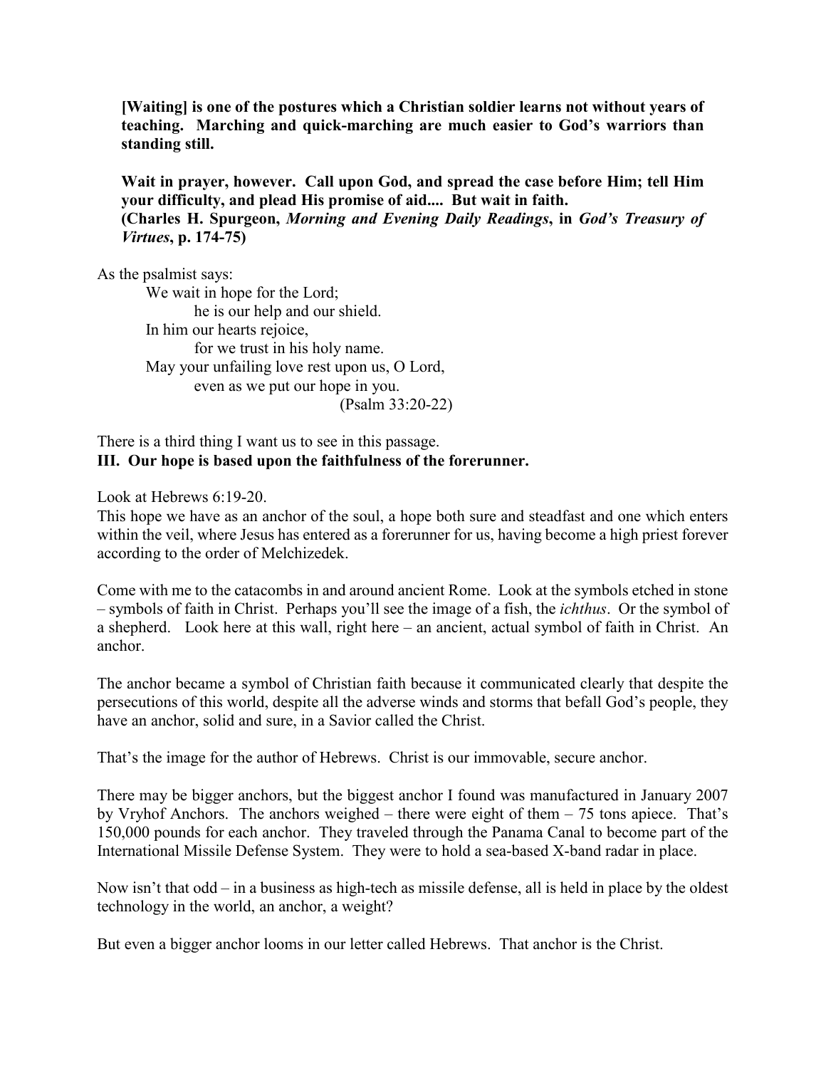**[Waiting] is one of the postures which a Christian soldier learns not without years of teaching. Marching and quick-marching are much easier to God's warriors than standing still.**

**Wait in prayer, however. Call upon God, and spread the case before Him; tell Him your difficulty, and plead His promise of aid.... But wait in faith.**
**(Charles H. Spurgeon, *Morning and Evening Daily Readings*, in *God's Treasury of Virtues*, p. 174-75)**

As the psalmist says:

> We wait in hope for the Lord;
> he is our help and our shield.
> In him our hearts rejoice,
> for we trust in his holy name.
> May your unfailing love rest upon us, O Lord,
> even as we put our hope in you.
> (Psalm 33:20-22)

There is a third thing I want us to see in this passage.

**III. Our hope is based upon the faithfulness of the forerunner.**

Look at Hebrews 6:19-20.
This hope we have as an anchor of the soul, a hope both sure and steadfast and one which enters within the veil, where Jesus has entered as a forerunner for us, having become a high priest forever according to the order of Melchizedek.

Come with me to the catacombs in and around ancient Rome. Look at the symbols etched in stone – symbols of faith in Christ. Perhaps you'll see the image of a fish, the *ichthus*. Or the symbol of a shepherd. Look here at this wall, right here – an ancient, actual symbol of faith in Christ. An anchor.

The anchor became a symbol of Christian faith because it communicated clearly that despite the persecutions of this world, despite all the adverse winds and storms that befall God's people, they have an anchor, solid and sure, in a Savior called the Christ.

That's the image for the author of Hebrews. Christ is our immovable, secure anchor.

There may be bigger anchors, but the biggest anchor I found was manufactured in January 2007 by Vryhof Anchors. The anchors weighed – there were eight of them – 75 tons apiece. That's 150,000 pounds for each anchor. They traveled through the Panama Canal to become part of the International Missile Defense System. They were to hold a sea-based X-band radar in place.

Now isn't that odd – in a business as high-tech as missile defense, all is held in place by the oldest technology in the world, an anchor, a weight?

But even a bigger anchor looms in our letter called Hebrews. That anchor is the Christ.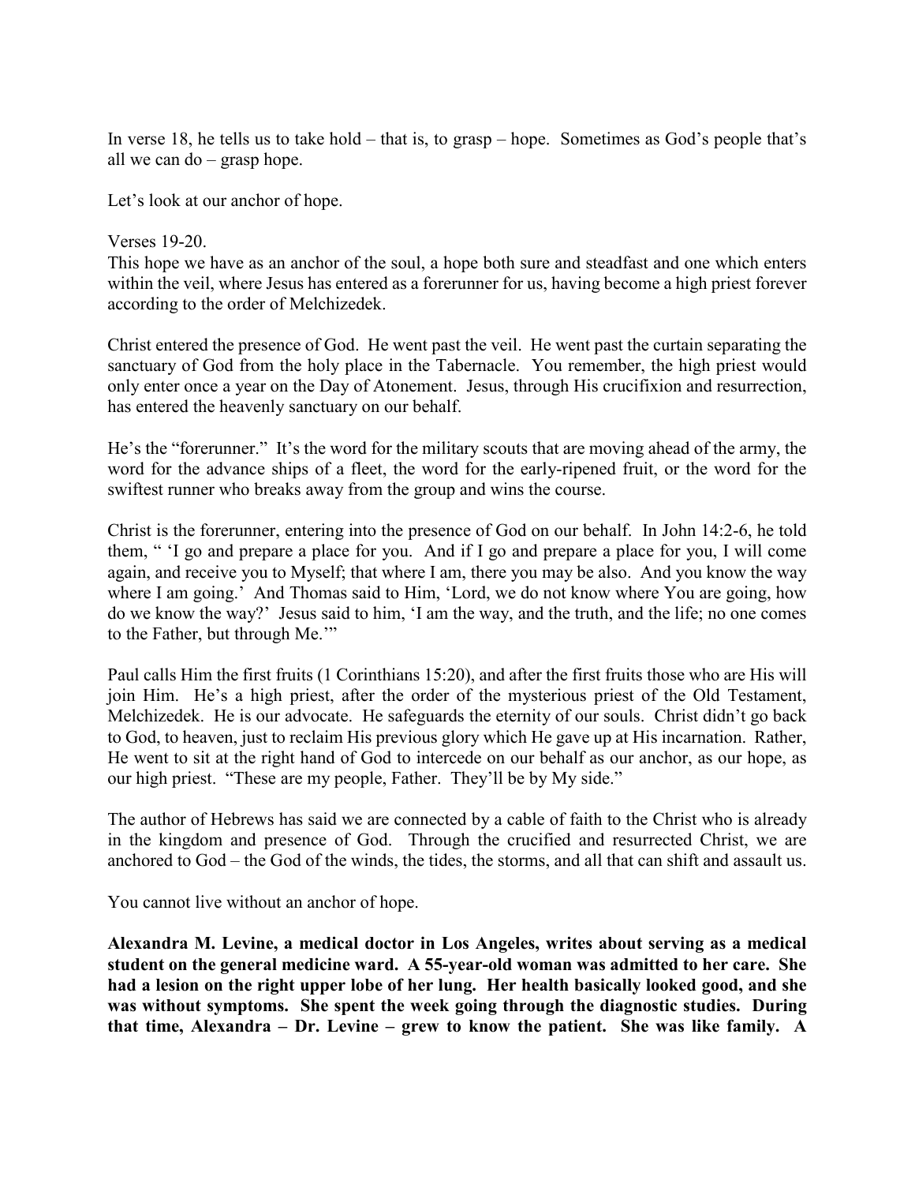In verse 18, he tells us to take hold – that is, to grasp – hope. Sometimes as God's people that's all we can do – grasp hope.

Let's look at our anchor of hope.

Verses 19-20.
This hope we have as an anchor of the soul, a hope both sure and steadfast and one which enters within the veil, where Jesus has entered as a forerunner for us, having become a high priest forever according to the order of Melchizedek.

Christ entered the presence of God. He went past the veil. He went past the curtain separating the sanctuary of God from the holy place in the Tabernacle. You remember, the high priest would only enter once a year on the Day of Atonement. Jesus, through His crucifixion and resurrection, has entered the heavenly sanctuary on our behalf.

He's the "forerunner." It's the word for the military scouts that are moving ahead of the army, the word for the advance ships of a fleet, the word for the early-ripened fruit, or the word for the swiftest runner who breaks away from the group and wins the course.

Christ is the forerunner, entering into the presence of God on our behalf. In John 14:2-6, he told them, " 'I go and prepare a place for you. And if I go and prepare a place for you, I will come again, and receive you to Myself; that where I am, there you may be also. And you know the way where I am going.' And Thomas said to Him, 'Lord, we do not know where You are going, how do we know the way?' Jesus said to him, 'I am the way, and the truth, and the life; no one comes to the Father, but through Me.'"

Paul calls Him the first fruits (1 Corinthians 15:20), and after the first fruits those who are His will join Him. He's a high priest, after the order of the mysterious priest of the Old Testament, Melchizedek. He is our advocate. He safeguards the eternity of our souls. Christ didn't go back to God, to heaven, just to reclaim His previous glory which He gave up at His incarnation. Rather, He went to sit at the right hand of God to intercede on our behalf as our anchor, as our hope, as our high priest. "These are my people, Father. They'll be by My side."

The author of Hebrews has said we are connected by a cable of faith to the Christ who is already in the kingdom and presence of God. Through the crucified and resurrected Christ, we are anchored to God – the God of the winds, the tides, the storms, and all that can shift and assault us.

You cannot live without an anchor of hope.

**Alexandra M. Levine, a medical doctor in Los Angeles, writes about serving as a medical student on the general medicine ward. A 55-year-old woman was admitted to her care. She had a lesion on the right upper lobe of her lung. Her health basically looked good, and she was without symptoms. She spent the week going through the diagnostic studies. During that time, Alexandra – Dr. Levine – grew to know the patient. She was like family. A**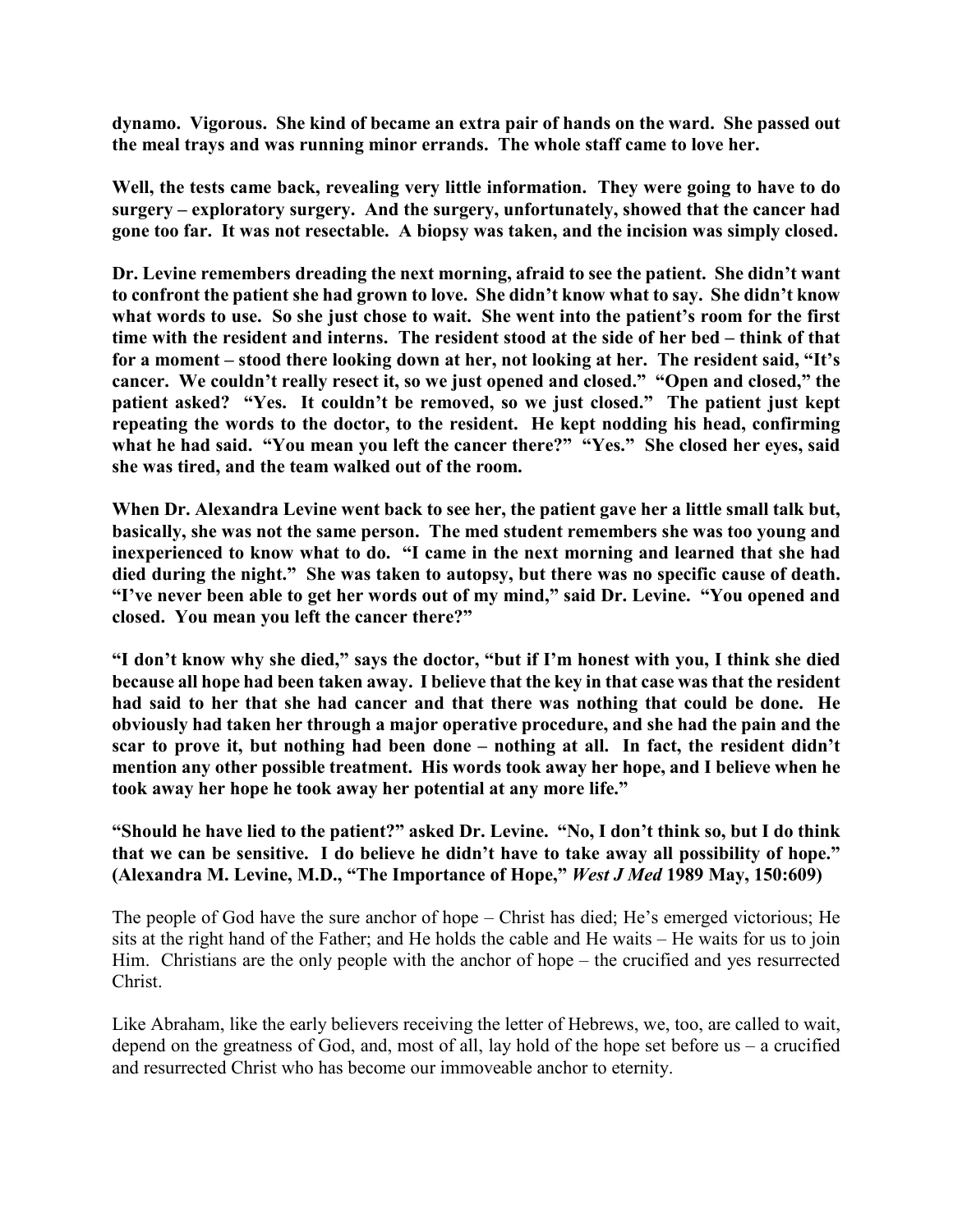**dynamo. Vigorous. She kind of became an extra pair of hands on the ward. She passed out the meal trays and was running minor errands. The whole staff came to love her.**

**Well, the tests came back, revealing very little information. They were going to have to do surgery – exploratory surgery. And the surgery, unfortunately, showed that the cancer had gone too far. It was not resectable. A biopsy was taken, and the incision was simply closed.**

**Dr. Levine remembers dreading the next morning, afraid to see the patient. She didn't want to confront the patient she had grown to love. She didn't know what to say. She didn't know what words to use. So she just chose to wait. She went into the patient's room for the first time with the resident and interns. The resident stood at the side of her bed – think of that for a moment – stood there looking down at her, not looking at her. The resident said, "It's cancer. We couldn't really resect it, so we just opened and closed." "Open and closed," the patient asked? "Yes. It couldn't be removed, so we just closed." The patient just kept repeating the words to the doctor, to the resident. He kept nodding his head, confirming what he had said. "You mean you left the cancer there?" "Yes." She closed her eyes, said she was tired, and the team walked out of the room.**

**When Dr. Alexandra Levine went back to see her, the patient gave her a little small talk but, basically, she was not the same person. The med student remembers she was too young and inexperienced to know what to do. "I came in the next morning and learned that she had died during the night." She was taken to autopsy, but there was no specific cause of death. "I've never been able to get her words out of my mind," said Dr. Levine. "You opened and closed. You mean you left the cancer there?"**

**"I don't know why she died," says the doctor, "but if I'm honest with you, I think she died because all hope had been taken away. I believe that the key in that case was that the resident had said to her that she had cancer and that there was nothing that could be done. He obviously had taken her through a major operative procedure, and she had the pain and the scar to prove it, but nothing had been done – nothing at all. In fact, the resident didn't mention any other possible treatment. His words took away her hope, and I believe when he took away her hope he took away her potential at any more life."**

**"Should he have lied to the patient?" asked Dr. Levine. "No, I don't think so, but I do think that we can be sensitive. I do believe he didn't have to take away all possibility of hope." (Alexandra M. Levine, M.D., "The Importance of Hope,"** ***West J Med*** **1989 May, 150:609)**

The people of God have the sure anchor of hope – Christ has died; He's emerged victorious; He sits at the right hand of the Father; and He holds the cable and He waits – He waits for us to join Him. Christians are the only people with the anchor of hope – the crucified and yes resurrected Christ.

Like Abraham, like the early believers receiving the letter of Hebrews, we, too, are called to wait, depend on the greatness of God, and, most of all, lay hold of the hope set before us – a crucified and resurrected Christ who has become our immoveable anchor to eternity.